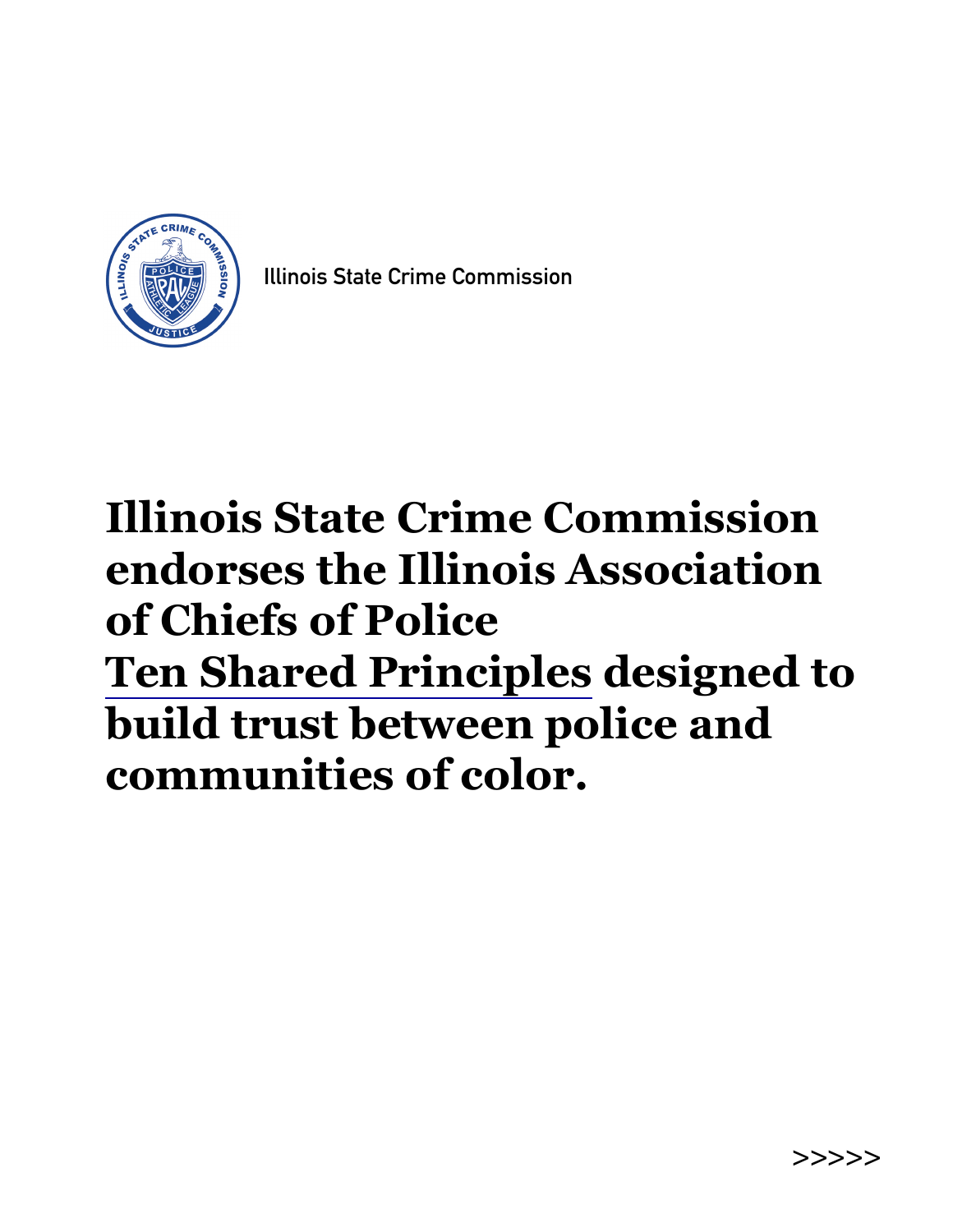Illinois State Crime Commission

# Illinois State Crime Commission endorses the Illinois Association of Chiefs of Police Ten Shared Principles designed to build trust between police and communities of color.

>>>>>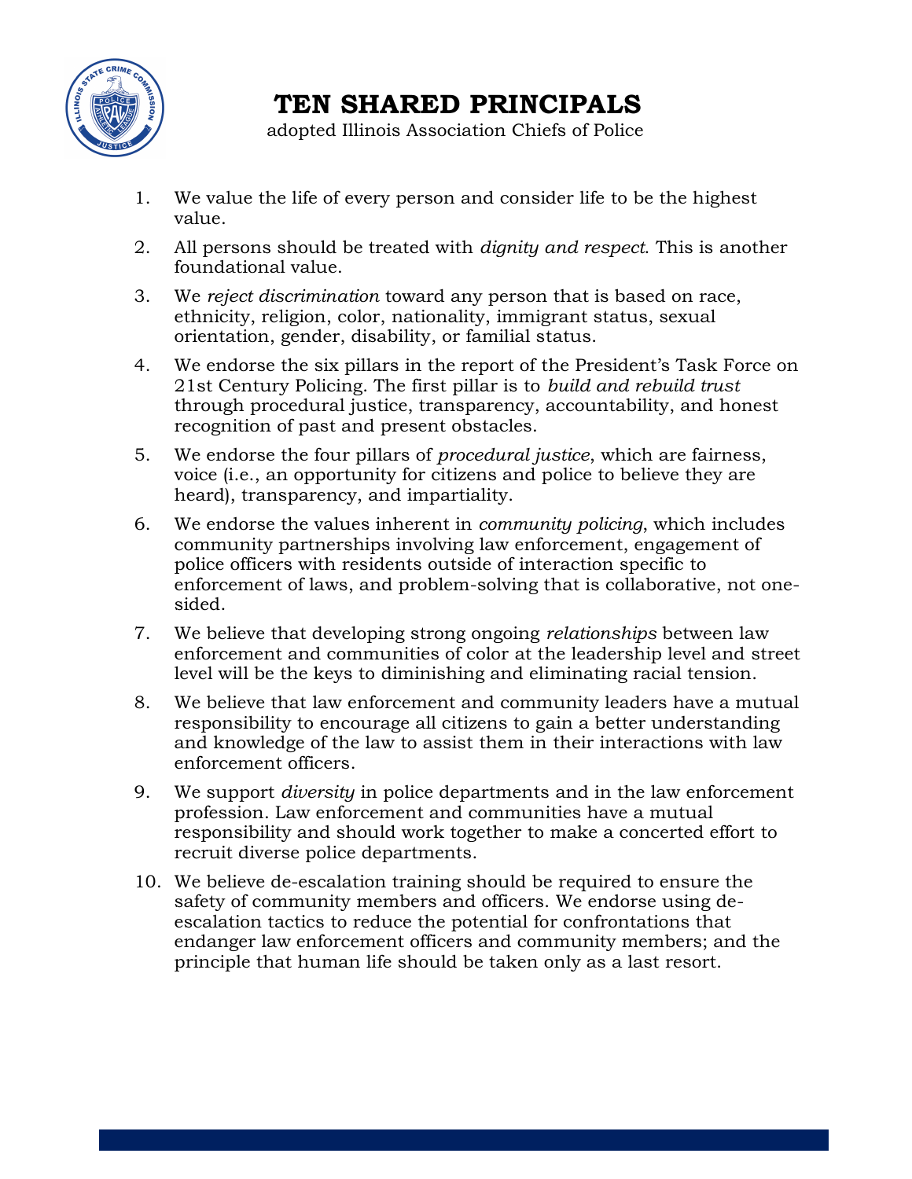# TEN SHARED PRINCIPALS

adopted Illinois Association Chiefs of Police

1. We value the life of every person and consider life to be the highest value.
2. All persons should be treated with *dignity and respect*. This is another foundational value.
3. We *reject discrimination* toward any person that is based on race, ethnicity, religion, color, nationality, immigrant status, sexual orientation, gender, disability, or familial status.
4. We endorse the six pillars in the report of the President's Task Force on 21st Century Policing. The first pillar is to *build and rebuild trust* through procedural justice, transparency, accountability, and honest recognition of past and present obstacles.
5. We endorse the four pillars of *procedural justice*, which are fairness, voice (i.e., an opportunity for citizens and police to believe they are heard), transparency, and impartiality.
6. We endorse the values inherent in *community policing*, which includes community partnerships involving law enforcement, engagement of police officers with residents outside of interaction specific to enforcement of laws, and problem-solving that is collaborative, not one-sided.
7. We believe that developing strong ongoing *relationships* between law enforcement and communities of color at the leadership level and street level will be the keys to diminishing and eliminating racial tension.
8. We believe that law enforcement and community leaders have a mutual responsibility to encourage all citizens to gain a better understanding and knowledge of the law to assist them in their interactions with law enforcement officers.
9. We support *diversity* in police departments and in the law enforcement profession. Law enforcement and communities have a mutual responsibility and should work together to make a concerted effort to recruit diverse police departments.
10. We believe de-escalation training should be required to ensure the safety of community members and officers. We endorse using de-escalation tactics to reduce the potential for confrontations that endanger law enforcement officers and community members; and the principle that human life should be taken only as a last resort.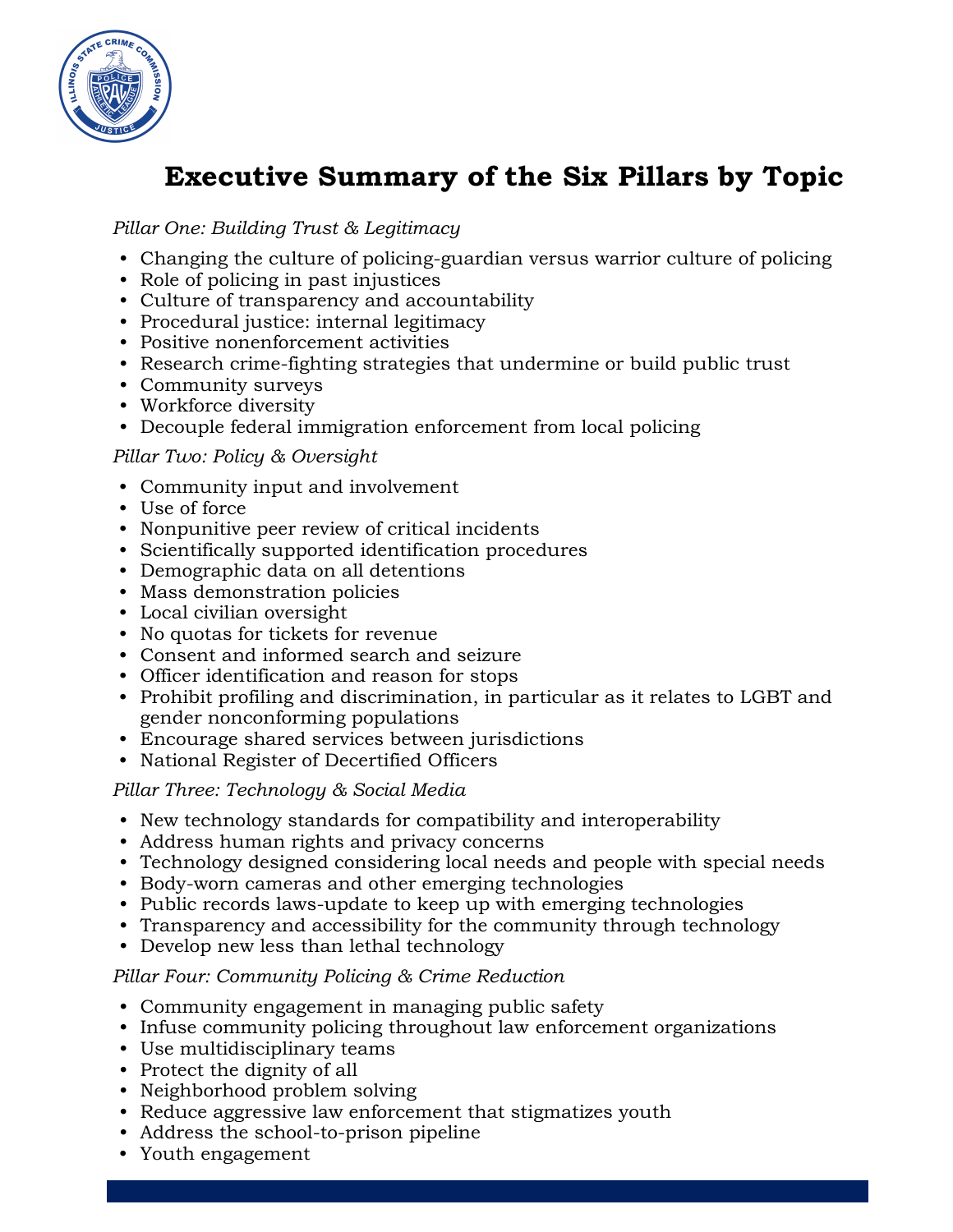# Executive Summary of the Six Pillars by Topic

*Pillar One: Building Trust & Legitimacy*

- Changing the culture of policing-guardian versus warrior culture of policing
- Role of policing in past injustices
- Culture of transparency and accountability
- Procedural justice: internal legitimacy
- Positive nonenforcement activities
- Research crime-fighting strategies that undermine or build public trust
- Community surveys
- Workforce diversity
- Decouple federal immigration enforcement from local policing

*Pillar Two: Policy & Oversight*

- Community input and involvement
- Use of force
- Nonpunitive peer review of critical incidents
- Scientifically supported identification procedures
- Demographic data on all detentions
- Mass demonstration policies
- Local civilian oversight
- No quotas for tickets for revenue
- Consent and informed search and seizure
- Officer identification and reason for stops
- Prohibit profiling and discrimination, in particular as it relates to LGBT and gender nonconforming populations
- Encourage shared services between jurisdictions
- National Register of Decertified Officers

*Pillar Three: Technology & Social Media*

- New technology standards for compatibility and interoperability
- Address human rights and privacy concerns
- Technology designed considering local needs and people with special needs
- Body-worn cameras and other emerging technologies
- Public records laws-update to keep up with emerging technologies
- Transparency and accessibility for the community through technology
- Develop new less than lethal technology

*Pillar Four: Community Policing & Crime Reduction*

- Community engagement in managing public safety
- Infuse community policing throughout law enforcement organizations
- Use multidisciplinary teams
- Protect the dignity of all
- Neighborhood problem solving
- Reduce aggressive law enforcement that stigmatizes youth
- Address the school-to-prison pipeline
- Youth engagement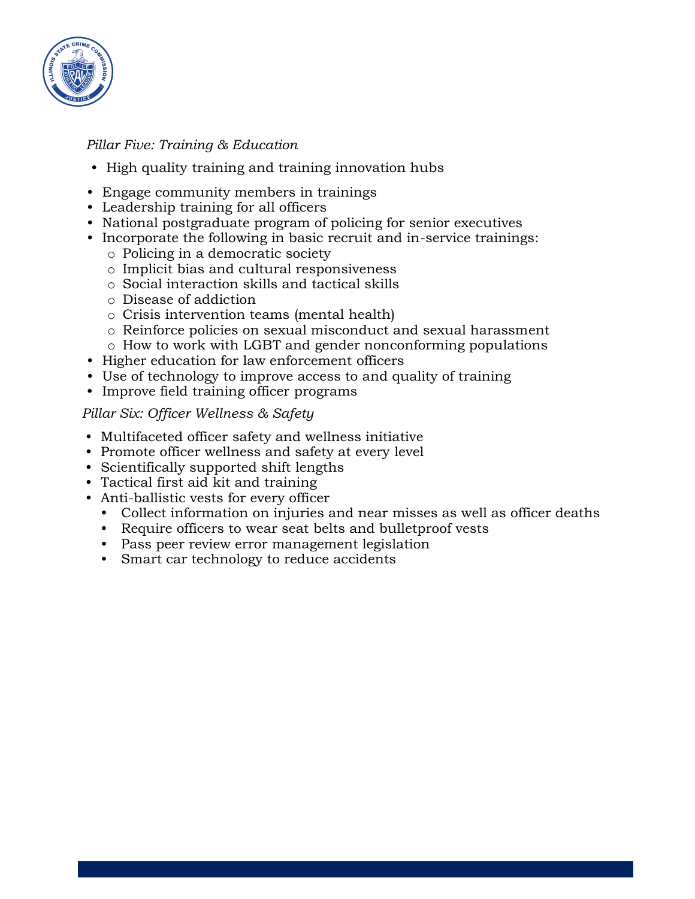*Pillar Five: Training & Education*

- High quality training and training innovation hubs
- Engage community members in trainings
- Leadership training for all officers
- National postgraduate program of policing for senior executives
- Incorporate the following in basic recruit and in-service trainings:
  - Policing in a democratic society
  - Implicit bias and cultural responsiveness
  - Social interaction skills and tactical skills
  - Disease of addiction
  - Crisis intervention teams (mental health)
  - Reinforce policies on sexual misconduct and sexual harassment
  - How to work with LGBT and gender nonconforming populations
- Higher education for law enforcement officers
- Use of technology to improve access to and quality of training
- Improve field training officer programs

*Pillar Six: Officer Wellness & Safety*

- Multifaceted officer safety and wellness initiative
- Promote officer wellness and safety at every level
- Scientifically supported shift lengths
- Tactical first aid kit and training
- Anti-ballistic vests for every officer
  - Collect information on injuries and near misses as well as officer deaths
  - Require officers to wear seat belts and bulletproof vests
  - Pass peer review error management legislation
  - Smart car technology to reduce accidents